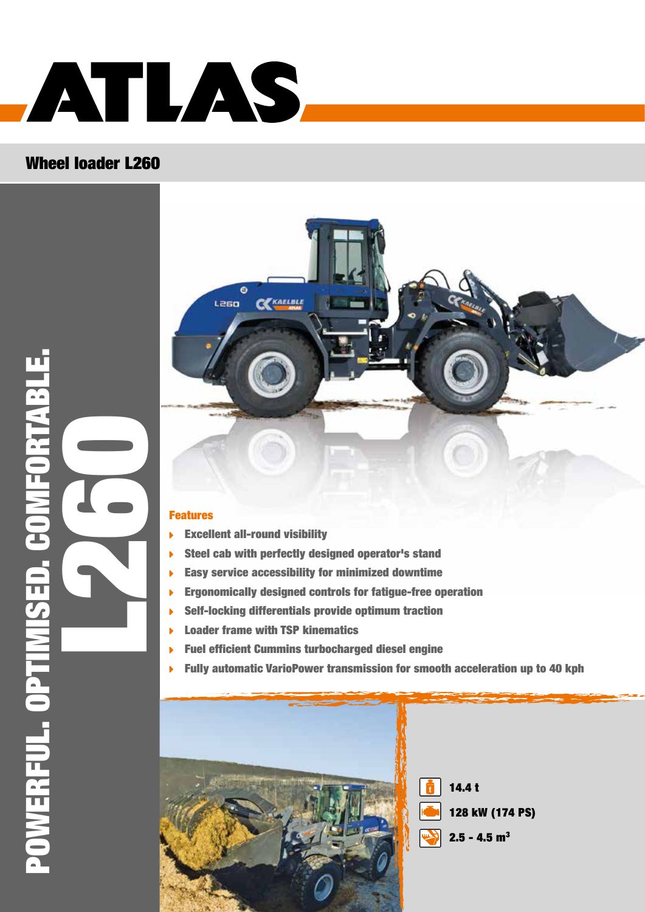# ATLAS

## Wheel loader L260

POWERFUL. OPTIMISED. COMFORTABLE.

L260

### Features

- Excellent all-round visibility
- Steel cab with perfectly designed operator's stand
- Easy service accessibility for minimized downtime
- Ergonomically designed controls for fatigue-free operation
- Self-locking differentials provide optimum traction
- Loader frame with TSP kinematics
- Fuel efficient Cummins turbocharged diesel engine
- Fully automatic VarioPower transmission for smooth acceleration up to 40 kph

14.4 t

128 kW (174 PS)

2.5 - 4.5 m³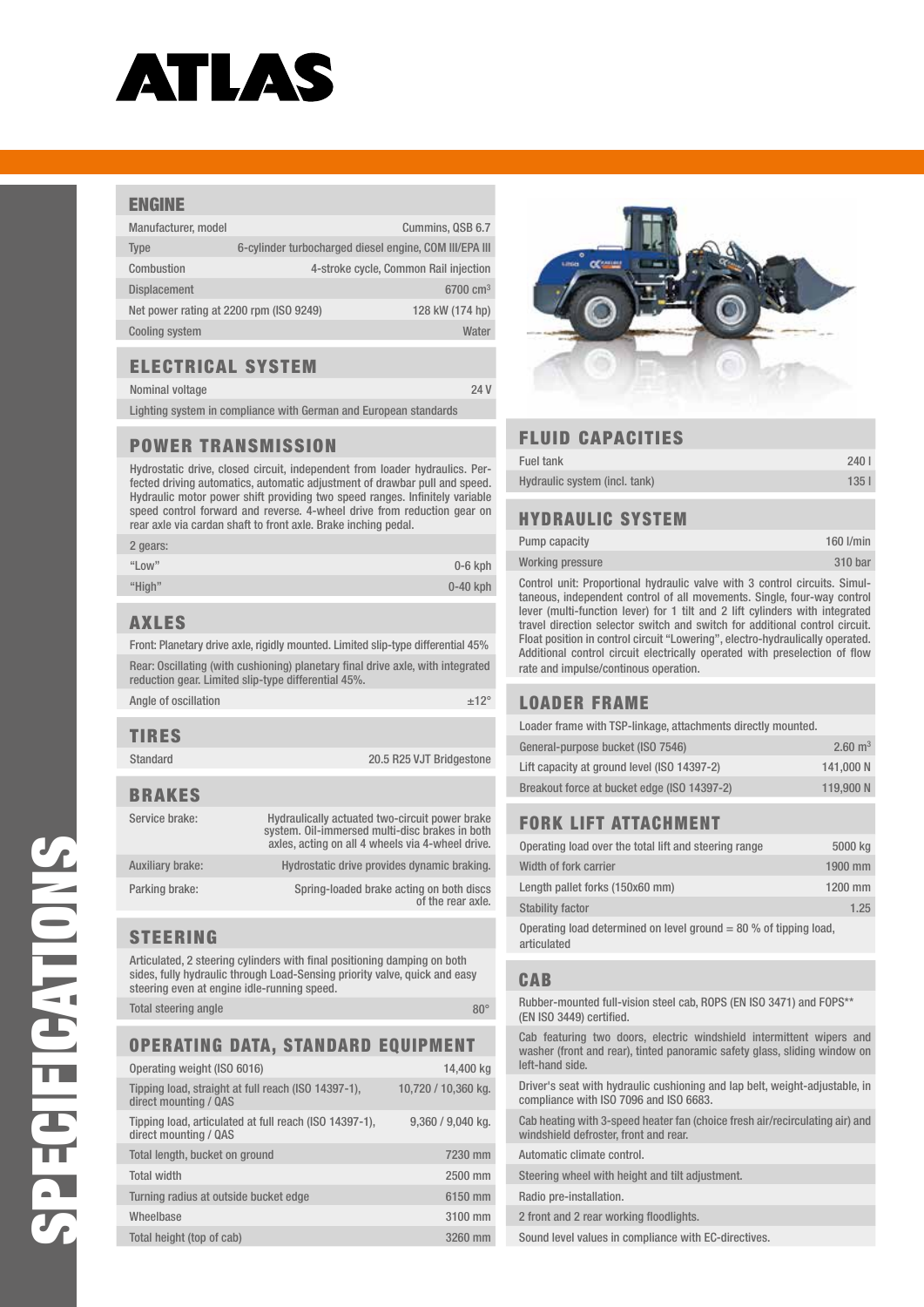# ATLAS

# SPECIFICATIONS

## ENGINE

| | |
|---|---|
| Manufacturer, model | Cummins, QSB 6.7 |
| Type | 6-cylinder turbocharged diesel engine, COM III/EPA III |
| Combustion | 4-stroke cycle, Common Rail injection |
| Displacement | 6700 $cm^3$ |
| Net power rating at 2200 rpm (ISO 9249) | 128 kW (174 hp) |
| Cooling system | Water |

## ELECTRICAL SYSTEM

| | |
|---|---|
| Nominal voltage | 24 V |

Lighting system in compliance with German and European standards

## POWER TRANSMISSION

Hydrostatic drive, closed circuit, independent from loader hydraulics. Perfected driving automatics, automatic adjustment of drawbar pull and speed. Hydraulic motor power shift providing two speed ranges. Infinitely variable speed control forward and reverse. 4-wheel drive from reduction gear on rear axle via cardan shaft to front axle. Brake inching pedal.

| 2 gears: | |
|---|---|
| "Low" | 0-6 kph |
| "High" | 0-40 kph |

## AXLES

Front: Planetary drive axle, rigidly mounted. Limited slip-type differential 45%

Rear: Oscillating (with cushioning) planetary final drive axle, with integrated reduction gear. Limited slip-type differential 45%.

| | |
|---|---|
| Angle of oscillation | ±12° |

## TIRES

| | |
|---|---|
| Standard | 20.5 R25 VJT Bridgestone |

## BRAKES

| | |
|---|---|
| Service brake: | Hydraulically actuated two-circuit power brake system. Oil-immersed multi-disc brakes in both axles, acting on all 4 wheels via 4-wheel drive. |
| Auxiliary brake: | Hydrostatic drive provides dynamic braking. |
| Parking brake: | Spring-loaded brake acting on both discs of the rear axle. |

## STEERING

Articulated, 2 steering cylinders with final positioning damping on both sides, fully hydraulic through Load-Sensing priority valve, quick and easy steering even at engine idle-running speed.

| | |
|---|---|
| Total steering angle | 80° |

## OPERATING DATA, STANDARD EQUIPMENT

| | |
|---|---|
| Operating weight (ISO 6016) | 14,400 kg |
| Tipping load, straight at full reach (ISO 14397-1), direct mounting / QAS | 10,720 / 10,360 kg. |
| Tipping load, articulated at full reach (ISO 14397-1), direct mounting / QAS | 9,360 / 9,040 kg. |
| Total length, bucket on ground | 7230 mm |
| Total width | 2500 mm |
| Turning radius at outside bucket edge | 6150 mm |
| Wheelbase | 3100 mm |
| Total height (top of cab) | 3260 mm |

## FLUID CAPACITIES

| | |
|---|---|
| Fuel tank | 240 l |
| Hydraulic system (incl. tank) | 135 l |

## HYDRAULIC SYSTEM

| | |
|---|---|
| Pump capacity | 160 l/min |
| Working pressure | 310 bar |

Control unit: Proportional hydraulic valve with 3 control circuits. Simultaneous, independent control of all movements. Single, four-way control lever (multi-function lever) for 1 tilt and 2 lift cylinders with integrated travel direction selector switch and switch for additional control circuit. Float position in control circuit "Lowering", electro-hydraulically operated. Additional control circuit electrically operated with preselection of flow rate and impulse/continous operation.

## LOADER FRAME

Loader frame with TSP-linkage, attachments directly mounted.

| | |
|---|---|
| General-purpose bucket (ISO 7546) | 2.60 $m^3$ |
| Lift capacity at ground level (ISO 14397-2) | 141,000 N |
| Breakout force at bucket edge (ISO 14397-2) | 119,900 N |

## FORK LIFT ATTACHMENT

| | |
|---|---|
| Operating load over the total lift and steering range | 5000 kg |
| Width of fork carrier | 1900 mm |
| Length pallet forks (150x60 mm) | 1200 mm |
| Stability factor | 1.25 |

Operating load determined on level ground = 80 % of tipping load, articulated

## CAB

Rubber-mounted full-vision steel cab, ROPS (EN ISO 3471) and FOPS** (EN ISO 3449) certified.

Cab featuring two doors, electric windshield intermittent wipers and washer (front and rear), tinted panoramic safety glass, sliding window on left-hand side.

Driver's seat with hydraulic cushioning and lap belt, weight-adjustable, in compliance with ISO 7096 and ISO 6683.

Cab heating with 3-speed heater fan (choice fresh air/recirculating air) and windshield defroster, front and rear.

Automatic climate control.

Steering wheel with height and tilt adjustment.

Radio pre-installation.

2 front and 2 rear working floodlights.

Sound level values in compliance with EC-directives.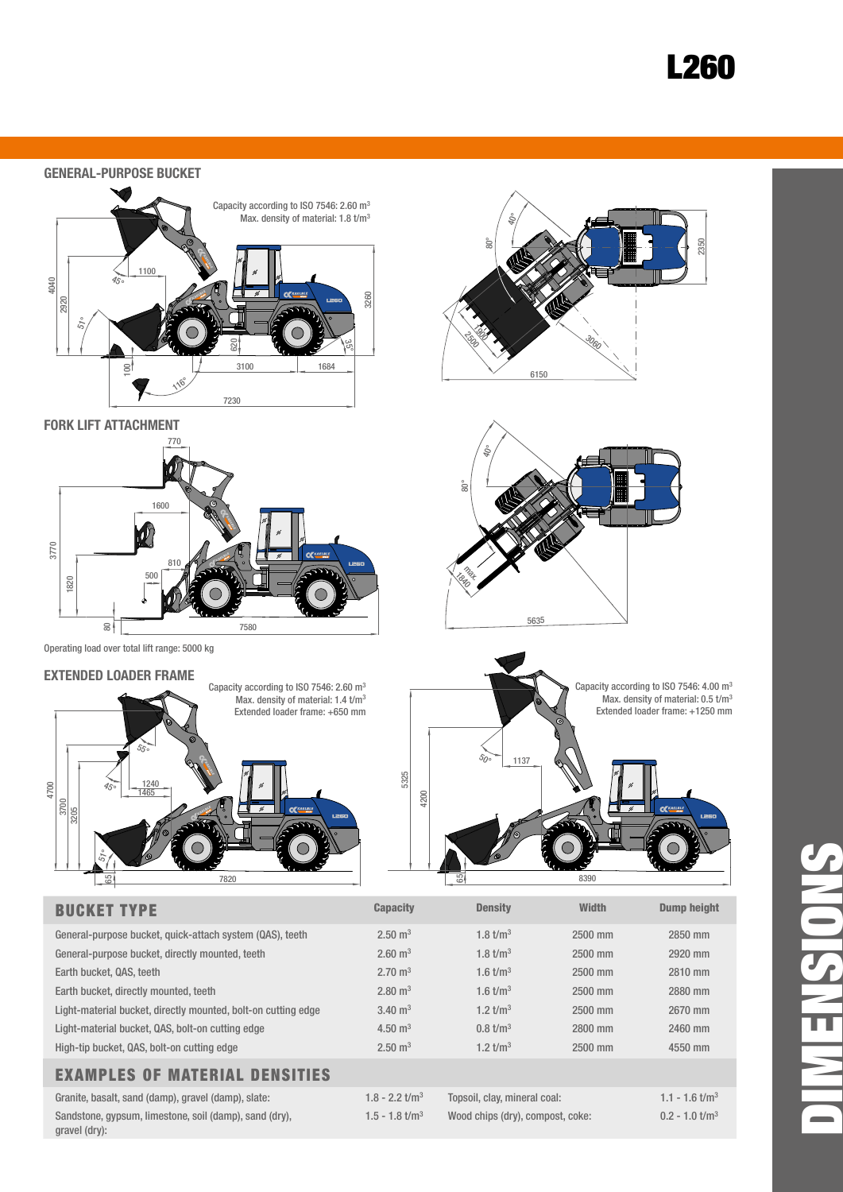# L260

## GENERAL-PURPOSE BUCKET

Capacity according to ISO 7546: 2.60 m³
Max. density of material: 1.8 t/m³

## FORK LIFT ATTACHMENT

Operating load over total lift range: 5000 kg

## EXTENDED LOADER FRAME

Capacity according to ISO 7546: 2.60 m³
Max. density of material: 1.4 t/m³
Extended loader frame: +650 mm

Capacity according to ISO 7546: 4.00 m³
Max. density of material: 0.5 t/m³
Extended loader frame: +1250 mm

| BUCKET TYPE | Capacity | Density | Width | Dump height |
|---|---|---|---|---|
| General-purpose bucket, quick-attach system (QAS), teeth | 2.50 m³ | 1.8 t/m³ | 2500 mm | 2850 mm |
| General-purpose bucket, directly mounted, teeth | 2.60 m³ | 1.8 t/m³ | 2500 mm | 2920 mm |
| Earth bucket, QAS, teeth | 2.70 m³ | 1.6 t/m³ | 2500 mm | 2810 mm |
| Earth bucket, directly mounted, teeth | 2.80 m³ | 1.6 t/m³ | 2500 mm | 2880 mm |
| Light-material bucket, directly mounted, bolt-on cutting edge | 3.40 m³ | 1.2 t/m³ | 2500 mm | 2670 mm |
| Light-material bucket, QAS, bolt-on cutting edge | 4.50 m³ | 0.8 t/m³ | 2800 mm | 2460 mm |
| High-tip bucket, QAS, bolt-on cutting edge | 2.50 m³ | 1.2 t/m³ | 2500 mm | 4550 mm |

## EXAMPLES OF MATERIAL DENSITIES

| Material | Density | Material | Density |
|---|---|---|---|
| Granite, basalt, sand (damp), gravel (damp), slate: | 1.8 - 2.2 t/m³ | Topsoil, clay, mineral coal: | 1.1 - 1.6 t/m³ |
| Sandstone, gypsum, limestone, soil (damp), sand (dry), gravel (dry): | 1.5 - 1.8 t/m³ | Wood chips (dry), compost, coke: | 0.2 - 1.0 t/m³ |

DIMENSIONS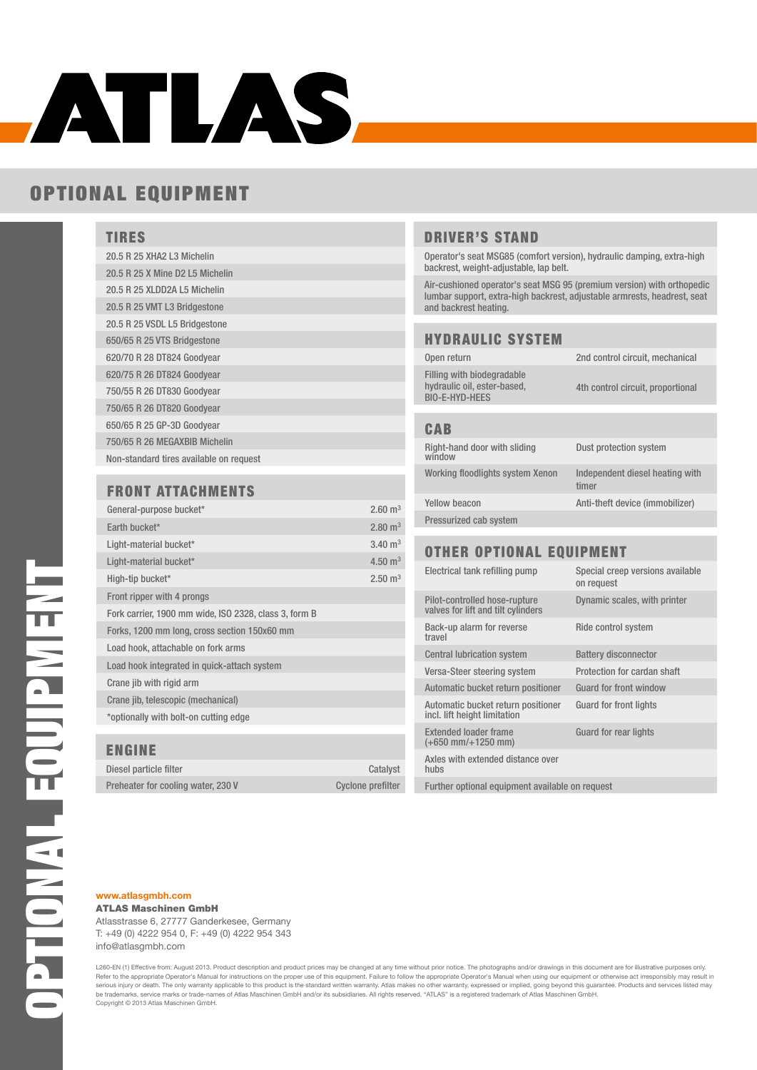# ATLAS

## OPTIONAL EQUIPMENT

### TIRES

| |
|---|
| 20.5 R 25 XHA2 L3 Michelin |
| 20.5 R 25 X Mine D2 L5 Michelin |
| 20.5 R 25 XLDD2A L5 Michelin |
| 20.5 R 25 VMT L3 Bridgestone |
| 20.5 R 25 VSDL L5 Bridgestone |
| 650/65 R 25 VTS Bridgestone |
| 620/70 R 28 DT824 Goodyear |
| 620/75 R 26 DT824 Goodyear |
| 750/55 R 26 DT830 Goodyear |
| 750/65 R 26 DT820 Goodyear |
| 650/65 R 25 GP-3D Goodyear |
| 750/65 R 26 MEGAXBIB Michelin |
| Non-standard tires available on request |

### FRONT ATTACHMENTS

| | |
|---|---|
| General-purpose bucket* | 2.60 $m^3$ |
| Earth bucket* | 2.80 $m^3$ |
| Light-material bucket* | 3.40 $m^3$ |
| Light-material bucket* | 4.50 $m^3$ |
| High-tip bucket* | 2.50 $m^3$ |
| Front ripper with 4 prongs | |
| Fork carrier, 1900 mm wide, ISO 2328, class 3, form B | |
| Forks, 1200 mm long, cross section 150x60 mm | |
| Load hook, attachable on fork arms | |
| Load hook integrated in quick-attach system | |
| Crane jib with rigid arm | |
| Crane jib, telescopic (mechanical) | |
| *optionally with bolt-on cutting edge | |

### ENGINE

| | |
|---|---|
| Diesel particle filter | Catalyst |
| Preheater for cooling water, 230 V | Cyclone prefilter |

### DRIVER'S STAND

| |
|---|
| Operator's seat MSG85 (comfort version), hydraulic damping, extra-high backrest, weight-adjustable, lap belt. |
| Air-cushioned operator's seat MSG 95 (premium version) with orthopedic lumbar support, extra-high backrest, adjustable armrests, headrest, seat and backrest heating. |

### HYDRAULIC SYSTEM

| | |
|---|---|
| Open return | 2nd control circuit, mechanical |
| Filling with biodegradable hydraulic oil, ester-based, BIO-E-HYD-HEES | 4th control circuit, proportional |

### CAB

| | |
|---|---|
| Right-hand door with sliding window | Dust protection system |
| Working floodlights system Xenon | Independent diesel heating with timer |
| Yellow beacon | Anti-theft device (immobilizer) |
| Pressurized cab system | |

### OTHER OPTIONAL EQUIPMENT

| | |
|---|---|
| Electrical tank refilling pump | Special creep versions available on request |
| Pilot-controlled hose-rupture valves for lift and tilt cylinders | Dynamic scales, with printer |
| Back-up alarm for reverse travel | Ride control system |
| Central lubrication system | Battery disconnector |
| Versa-Steer steering system | Protection for cardan shaft |
| Automatic bucket return positioner | Guard for front window |
| Automatic bucket return positioner incl. lift height limitation | Guard for front lights |
| Extended loader frame (+650 mm/+1250 mm) | Guard for rear lights |
| Axles with extended distance over hubs | |
| Further optional equipment available on request | |

www.atlasgmbh.com
**ATLAS Maschinen GmbH**
Atlasstrasse 6, 27777 Ganderkesee, Germany
T: +49 (0) 4222 954 0, F: +49 (0) 4222 954 343
info@atlasgmbh.com

L260-EN (1) Effective from: August 2013. Product description and product prices may be changed at any time without prior notice. The photographs and/or drawings in this document are for illustrative purposes only. Refer to the appropriate Operator's Manual for instructions on the proper use of this equipment. Failure to follow the appropriate Operator's Manual when using our equipment or otherwise act irresponsibly may result in serious injury or death. The only warranty applicable to this product is the standard written warranty. Atlas makes no other warranty, expressed or implied, going beyond this guarantee. Products and services listed may be trademarks, service marks or trade-names of Atlas Maschinen GmbH and/or its subsidiaries. All rights reserved. "ATLAS" is a registered trademark of Atlas Maschinen GmbH.
Copyright © 2013 Atlas Maschinen GmbH.